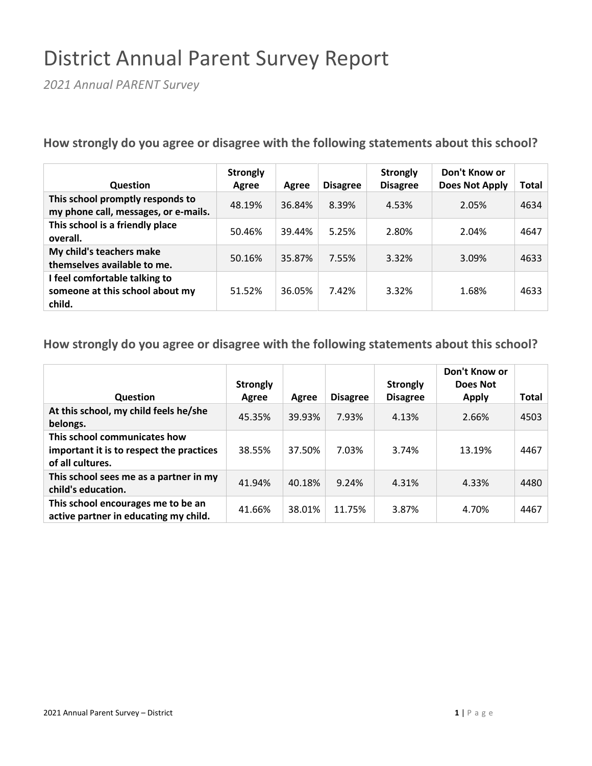# District Annual Parent Survey Report

*2021 Annual PARENT Survey*

### How strongly do you agree or disagree with the following statements about this school?

| Question | Strongly Agree | Agree | Disagree | Strongly Disagree | Don't Know or Does Not Apply | Total |
|---|---|---|---|---|---|---|
| This school promptly responds to my phone call, messages, or e-mails. | 48.19% | 36.84% | 8.39% | 4.53% | 2.05% | 4634 |
| This school is a friendly place overall. | 50.46% | 39.44% | 5.25% | 2.80% | 2.04% | 4647 |
| My child's teachers make themselves available to me. | 50.16% | 35.87% | 7.55% | 3.32% | 3.09% | 4633 |
| I feel comfortable talking to someone at this school about my child. | 51.52% | 36.05% | 7.42% | 3.32% | 1.68% | 4633 |

### How strongly do you agree or disagree with the following statements about this school?

| Question | Strongly Agree | Agree | Disagree | Strongly Disagree | Don't Know or Does Not Apply | Total |
|---|---|---|---|---|---|---|
| At this school, my child feels he/she belongs. | 45.35% | 39.93% | 7.93% | 4.13% | 2.66% | 4503 |
| This school communicates how important it is to respect the practices of all cultures. | 38.55% | 37.50% | 7.03% | 3.74% | 13.19% | 4467 |
| This school sees me as a partner in my child's education. | 41.94% | 40.18% | 9.24% | 4.31% | 4.33% | 4480 |
| This school encourages me to be an active partner in educating my child. | 41.66% | 38.01% | 11.75% | 3.87% | 4.70% | 4467 |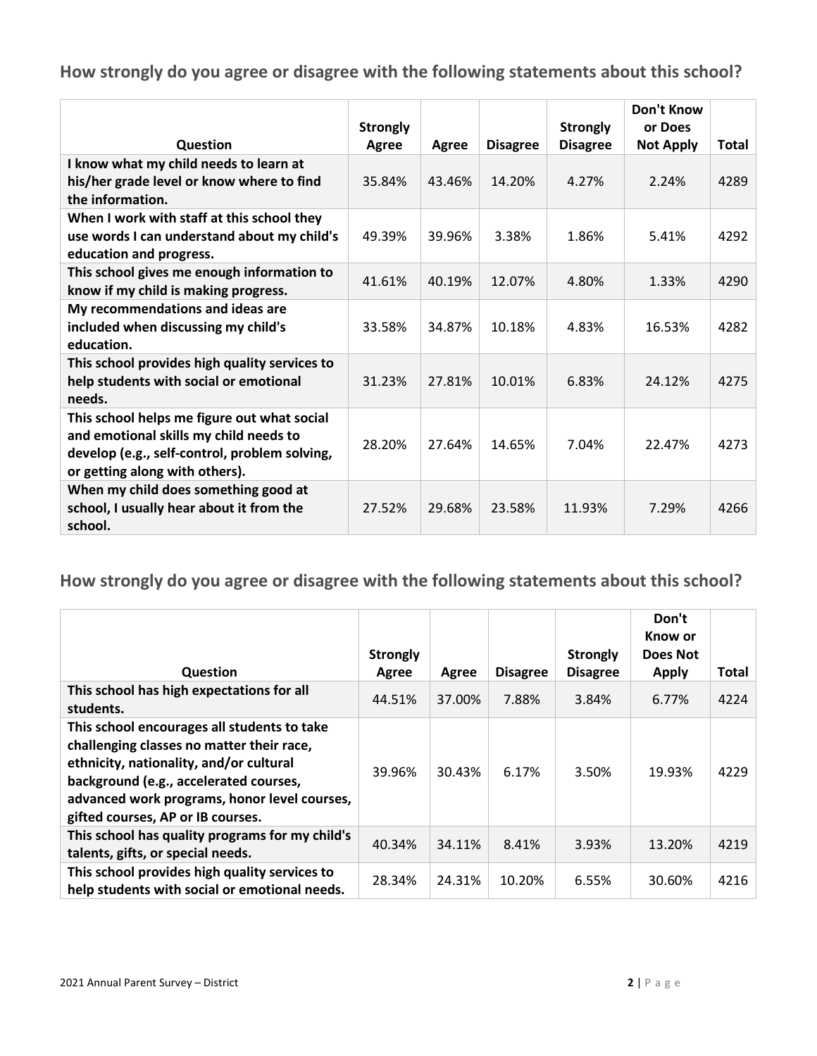## How strongly do you agree or disagree with the following statements about this school?

| Question | Strongly Agree | Agree | Disagree | Strongly Disagree | Don't Know or Does Not Apply | Total |
|---|---|---|---|---|---|---|
| **I know what my child needs to learn at his/her grade level or know where to find the information.** | 35.84% | 43.46% | 14.20% | 4.27% | 2.24% | 4289 |
| **When I work with staff at this school they use words I can understand about my child's education and progress.** | 49.39% | 39.96% | 3.38% | 1.86% | 5.41% | 4292 |
| **This school gives me enough information to know if my child is making progress.** | 41.61% | 40.19% | 12.07% | 4.80% | 1.33% | 4290 |
| **My recommendations and ideas are included when discussing my child's education.** | 33.58% | 34.87% | 10.18% | 4.83% | 16.53% | 4282 |
| **This school provides high quality services to help students with social or emotional needs.** | 31.23% | 27.81% | 10.01% | 6.83% | 24.12% | 4275 |
| **This school helps me figure out what social and emotional skills my child needs to develop (e.g., self-control, problem solving, or getting along with others).** | 28.20% | 27.64% | 14.65% | 7.04% | 22.47% | 4273 |
| **When my child does something good at school, I usually hear about it from the school.** | 27.52% | 29.68% | 23.58% | 11.93% | 7.29% | 4266 |

## How strongly do you agree or disagree with the following statements about this school?

| Question | Strongly Agree | Agree | Disagree | Strongly Disagree | Don't Know or Does Not Apply | Total |
|---|---|---|---|---|---|---|
| **This school has high expectations for all students.** | 44.51% | 37.00% | 7.88% | 3.84% | 6.77% | 4224 |
| **This school encourages all students to take challenging classes no matter their race, ethnicity, nationality, and/or cultural background (e.g., accelerated courses, advanced work programs, honor level courses, gifted courses, AP or IB courses.** | 39.96% | 30.43% | 6.17% | 3.50% | 19.93% | 4229 |
| **This school has quality programs for my child's talents, gifts, or special needs.** | 40.34% | 34.11% | 8.41% | 3.93% | 13.20% | 4219 |
| **This school provides high quality services to help students with social or emotional needs.** | 28.34% | 24.31% | 10.20% | 6.55% | 30.60% | 4216 |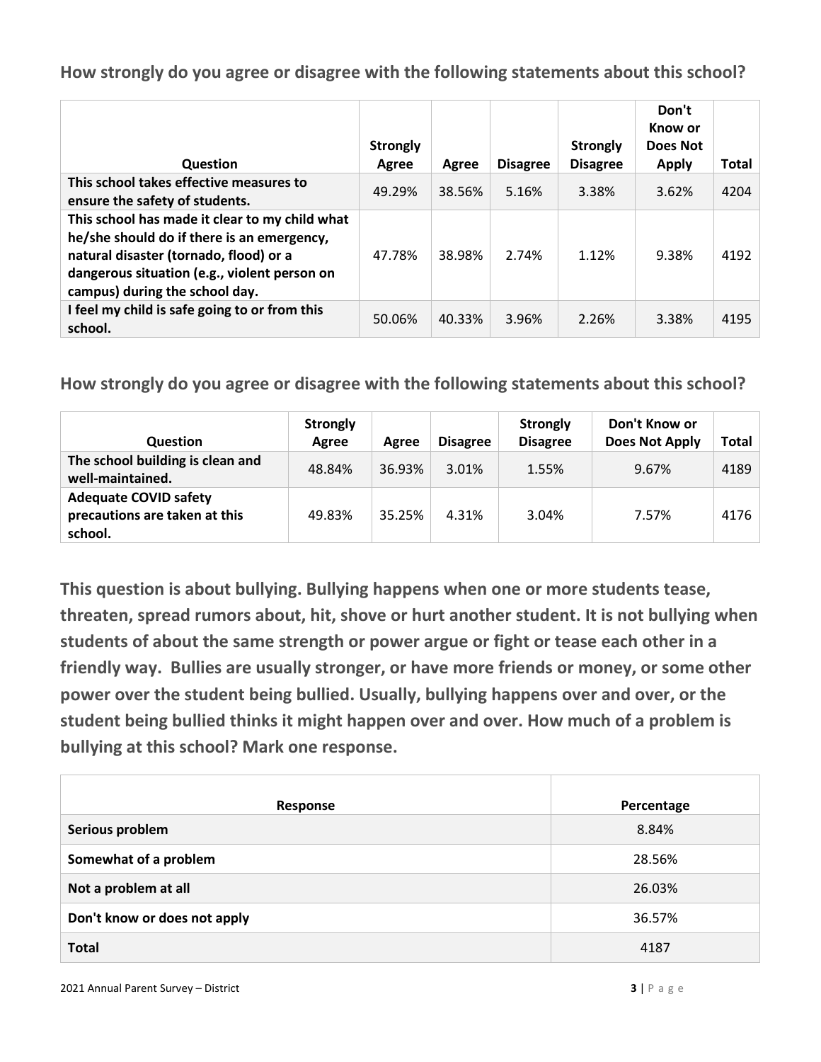### How strongly do you agree or disagree with the following statements about this school?

| Question | Strongly Agree | Agree | Disagree | Strongly Disagree | Don't Know or Does Not Apply | Total |
|---|---|---|---|---|---|---|
| **This school takes effective measures to ensure the safety of students.** | 49.29% | 38.56% | 5.16% | 3.38% | 3.62% | 4204 |
| **This school has made it clear to my child what he/she should do if there is an emergency, natural disaster (tornado, flood) or a dangerous situation (e.g., violent person on campus) during the school day.** | 47.78% | 38.98% | 2.74% | 1.12% | 9.38% | 4192 |
| **I feel my child is safe going to or from this school.** | 50.06% | 40.33% | 3.96% | 2.26% | 3.38% | 4195 |

### How strongly do you agree or disagree with the following statements about this school?

| Question | Strongly Agree | Agree | Disagree | Strongly Disagree | Don't Know or Does Not Apply | Total |
|---|---|---|---|---|---|---|
| **The school building is clean and well-maintained.** | 48.84% | 36.93% | 3.01% | 1.55% | 9.67% | 4189 |
| **Adequate COVID safety precautions are taken at this school.** | 49.83% | 35.25% | 4.31% | 3.04% | 7.57% | 4176 |

### This question is about bullying. Bullying happens when one or more students tease, threaten, spread rumors about, hit, shove or hurt another student. It is not bullying when students of about the same strength or power argue or fight or tease each other in a friendly way. Bullies are usually stronger, or have more friends or money, or some other power over the student being bullied. Usually, bullying happens over and over, or the student being bullied thinks it might happen over and over. How much of a problem is bullying at this school? Mark one response.

| Response | Percentage |
|---|---|
| **Serious problem** | 8.84% |
| **Somewhat of a problem** | 28.56% |
| **Not a problem at all** | 26.03% |
| **Don't know or does not apply** | 36.57% |
| **Total** | 4187 |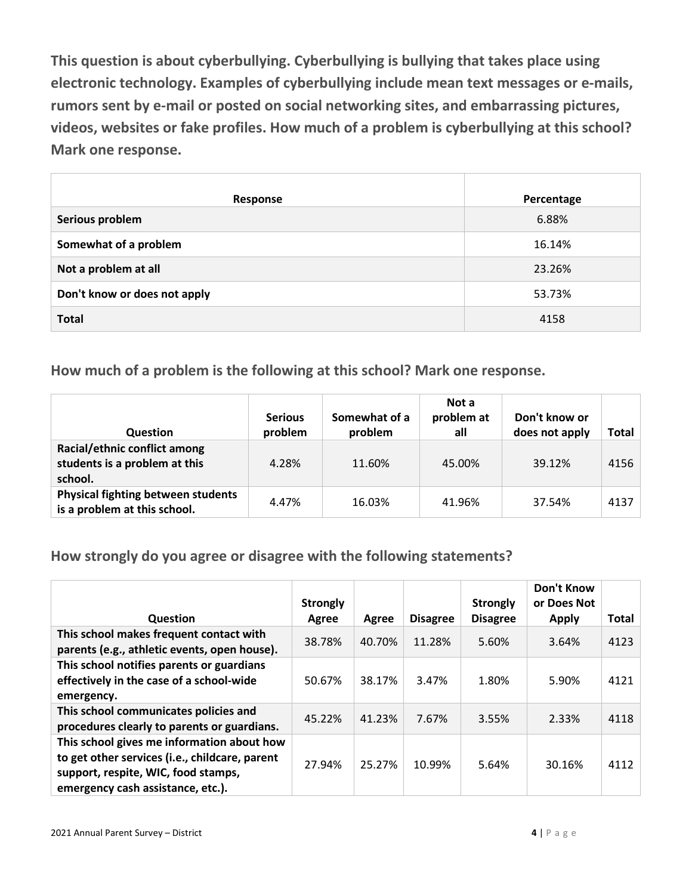**This question is about cyberbullying. Cyberbullying is bullying that takes place using electronic technology. Examples of cyberbullying include mean text messages or e-mails, rumors sent by e-mail or posted on social networking sites, and embarrassing pictures, videos, websites or fake profiles. How much of a problem is cyberbullying at this school? Mark one response.**

| Response | Percentage |
|---|---|
| **Serious problem** | 6.88% |
| **Somewhat of a problem** | 16.14% |
| **Not a problem at all** | 23.26% |
| **Don't know or does not apply** | 53.73% |
| **Total** | 4158 |

## How much of a problem is the following at this school? Mark one response.

| Question | Serious problem | Somewhat of a problem | Not a problem at all | Don't know or does not apply | Total |
|---|---|---|---|---|---|
| **Racial/ethnic conflict among students is a problem at this school.** | 4.28% | 11.60% | 45.00% | 39.12% | 4156 |
| **Physical fighting between students is a problem at this school.** | 4.47% | 16.03% | 41.96% | 37.54% | 4137 |

## How strongly do you agree or disagree with the following statements?

| Question | Strongly Agree | Agree | Disagree | Strongly Disagree | Don't Know or Does Not Apply | Total |
|---|---|---|---|---|---|---|
| **This school makes frequent contact with parents (e.g., athletic events, open house).** | 38.78% | 40.70% | 11.28% | 5.60% | 3.64% | 4123 |
| **This school notifies parents or guardians effectively in the case of a school-wide emergency.** | 50.67% | 38.17% | 3.47% | 1.80% | 5.90% | 4121 |
| **This school communicates policies and procedures clearly to parents or guardians.** | 45.22% | 41.23% | 7.67% | 3.55% | 2.33% | 4118 |
| **This school gives me information about how to get other services (i.e., childcare, parent support, respite, WIC, food stamps, emergency cash assistance, etc.).** | 27.94% | 25.27% | 10.99% | 5.64% | 30.16% | 4112 |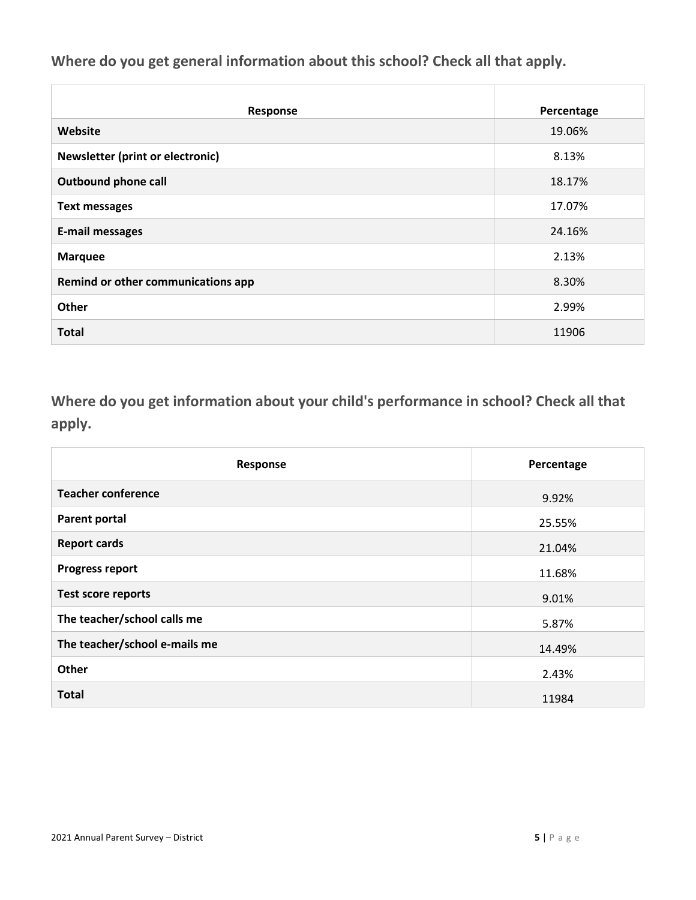## Where do you get general information about this school? Check all that apply.

| Response | Percentage |
|---|---|
| **Website** | 19.06% |
| **Newsletter (print or electronic)** | 8.13% |
| **Outbound phone call** | 18.17% |
| **Text messages** | 17.07% |
| **E-mail messages** | 24.16% |
| **Marquee** | 2.13% |
| **Remind or other communications app** | 8.30% |
| **Other** | 2.99% |
| **Total** | 11906 |

## Where do you get information about your child's performance in school? Check all that apply.

| Response | Percentage |
|---|---|
| **Teacher conference** | 9.92% |
| **Parent portal** | 25.55% |
| **Report cards** | 21.04% |
| **Progress report** | 11.68% |
| **Test score reports** | 9.01% |
| **The teacher/school calls me** | 5.87% |
| **The teacher/school e-mails me** | 14.49% |
| **Other** | 2.43% |
| **Total** | 11984 |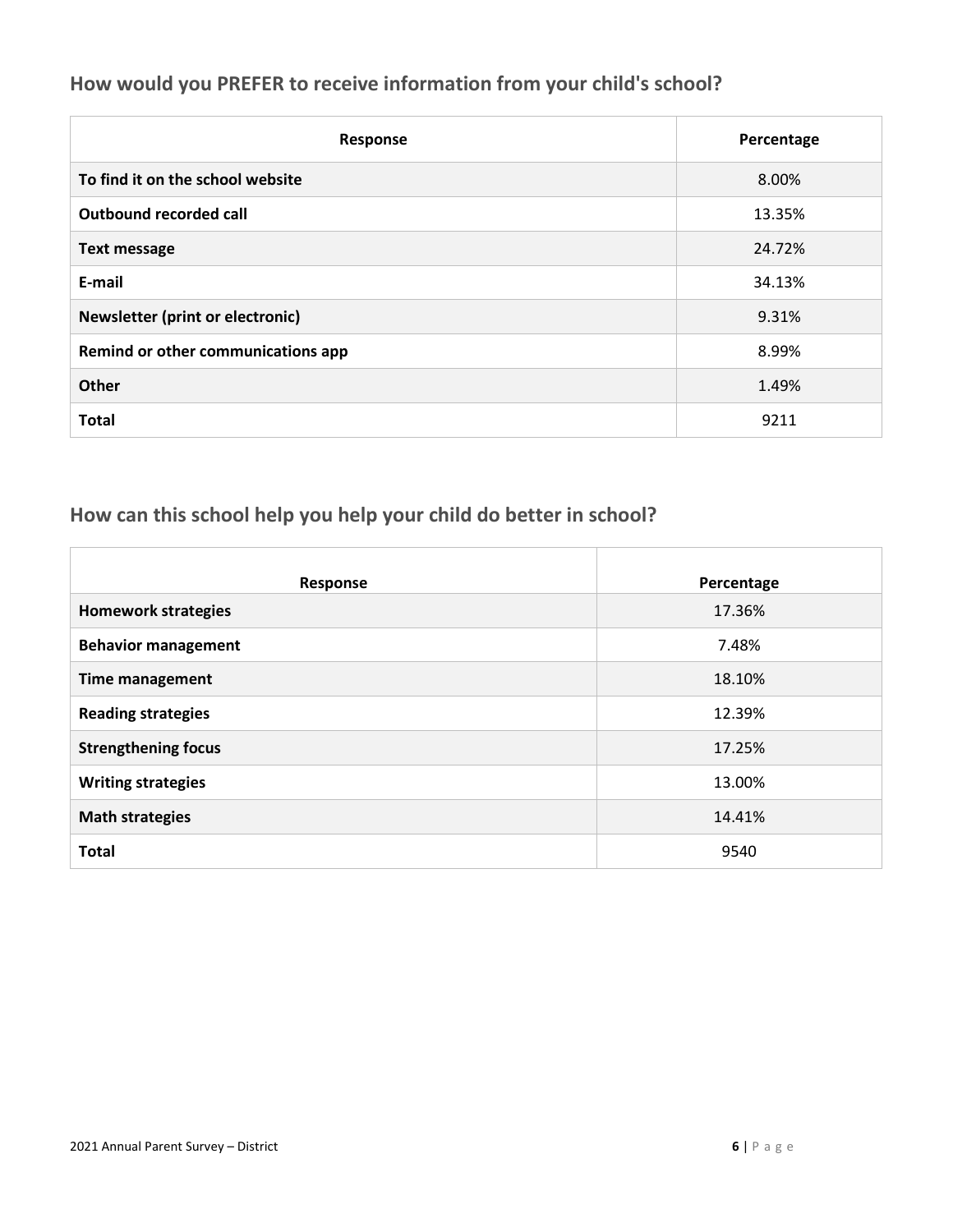## How would you PREFER to receive information from your child's school?

| Response | Percentage |
|---|---|
| **To find it on the school website** | 8.00% |
| **Outbound recorded call** | 13.35% |
| **Text message** | 24.72% |
| **E-mail** | 34.13% |
| **Newsletter (print or electronic)** | 9.31% |
| **Remind or other communications app** | 8.99% |
| **Other** | 1.49% |
| **Total** | 9211 |

## How can this school help you help your child do better in school?

| Response | Percentage |
|---|---|
| **Homework strategies** | 17.36% |
| **Behavior management** | 7.48% |
| **Time management** | 18.10% |
| **Reading strategies** | 12.39% |
| **Strengthening focus** | 17.25% |
| **Writing strategies** | 13.00% |
| **Math strategies** | 14.41% |
| **Total** | 9540 |